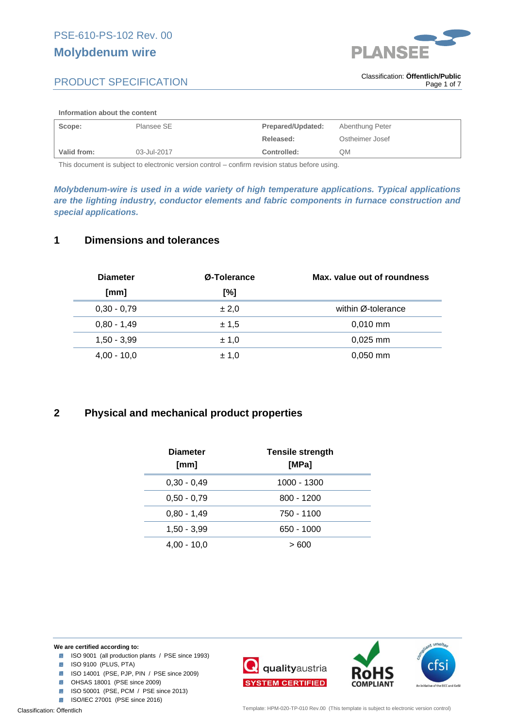PSE-610-PS-102 Rev. 00

# Molybdenum wire

PRODUCT SPECIFICATION

Classification: **Öffentlich/Public**

**Information about the content**

| **Scope:** | Plansee SE | **Prepared/Updated:** | Abenthung Peter |
|---|---|---|---|
| | | **Released:** | Ostheimer Josef |
| **Valid from:** | 03-Jul-2017 | **Controlled:** | QM |

This document is subject to electronic version control – confirm revision status before using.

***Molybdenum-wire is used in a wide variety of high temperature applications. Typical applications are the lighting industry, conductor elements and fabric components in furnace construction and special applications.***

## 1 Dimensions and tolerances

| **Diameter [mm]** | **Ø-Tolerance [%]** | **Max. value out of roundness** |
|---|---|---|
| 0,30 - 0,79 | ± 2,0 | within Ø-tolerance |
| 0,80 - 1,49 | ± 1,5 | 0,010 mm |
| 1,50 - 3,99 | ± 1,0 | 0,025 mm |
| 4,00 - 10,0 | ± 1,0 | 0,050 mm |

## 2 Physical and mechanical product properties

| **Diameter [mm]** | **Tensile strength [MPa]** |
|---|---|
| 0,30 - 0,49 | 1000 - 1300 |
| 0,50 - 0,79 | 800 - 1200 |
| 0,80 - 1,49 | 750 - 1100 |
| 1,50 - 3,99 | 650 - 1000 |
| 4,00 - 10,0 | > 600 |

**We are certified according to:**

- ISO 9001 (all production plants / PSE since 1993)
- ISO 9100 (PLUS, PTA)
- ISO 14001 (PSE, PJP, PIN / PSE since 2009)
- OHSAS 18001 (PSE since 2009)
- ISO 50001 (PSE, PCM / PSE since 2013)
- ISO/IEC 27001 (PSE since 2016)

Classification: Öffentlich

Template: HPM-020-TP-010 Rev.00 (This template is subject to electronic version control)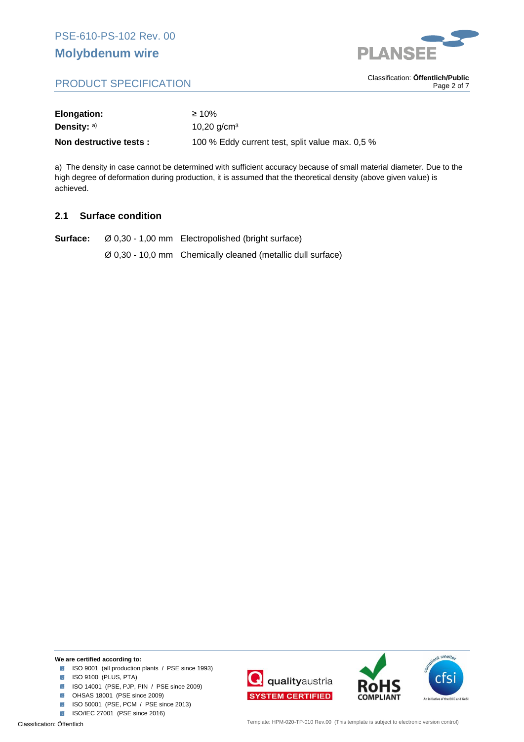| | |
|---|---|
| **Elongation:** | ≥ 10% |
| **Density:** a) | 10,20 g/cm³ |
| **Non destructive tests :** | 100 % Eddy current test, split value max. 0,5 % |

a) The density in case cannot be determined with sufficient accuracy because of small material diameter. Due to the high degree of deformation during production, it is assumed that the theoretical density (above given value) is achieved.

## 2.1 Surface condition

| | | |
|---|---|---|
| **Surface:** | Ø 0,30 - 1,00 mm | Electropolished (bright surface) |
| | Ø 0,30 - 10,0 mm | Chemically cleaned (metallic dull surface) |

**We are certified according to:**

- ISO 9001 (all production plants / PSE since 1993)
- ISO 9100 (PLUS, PTA)
- ISO 14001 (PSE, PJP, PIN / PSE since 2009)
- OHSAS 18001 (PSE since 2009)
- ISO 50001 (PSE, PCM / PSE since 2013)
- ISO/IEC 27001 (PSE since 2016)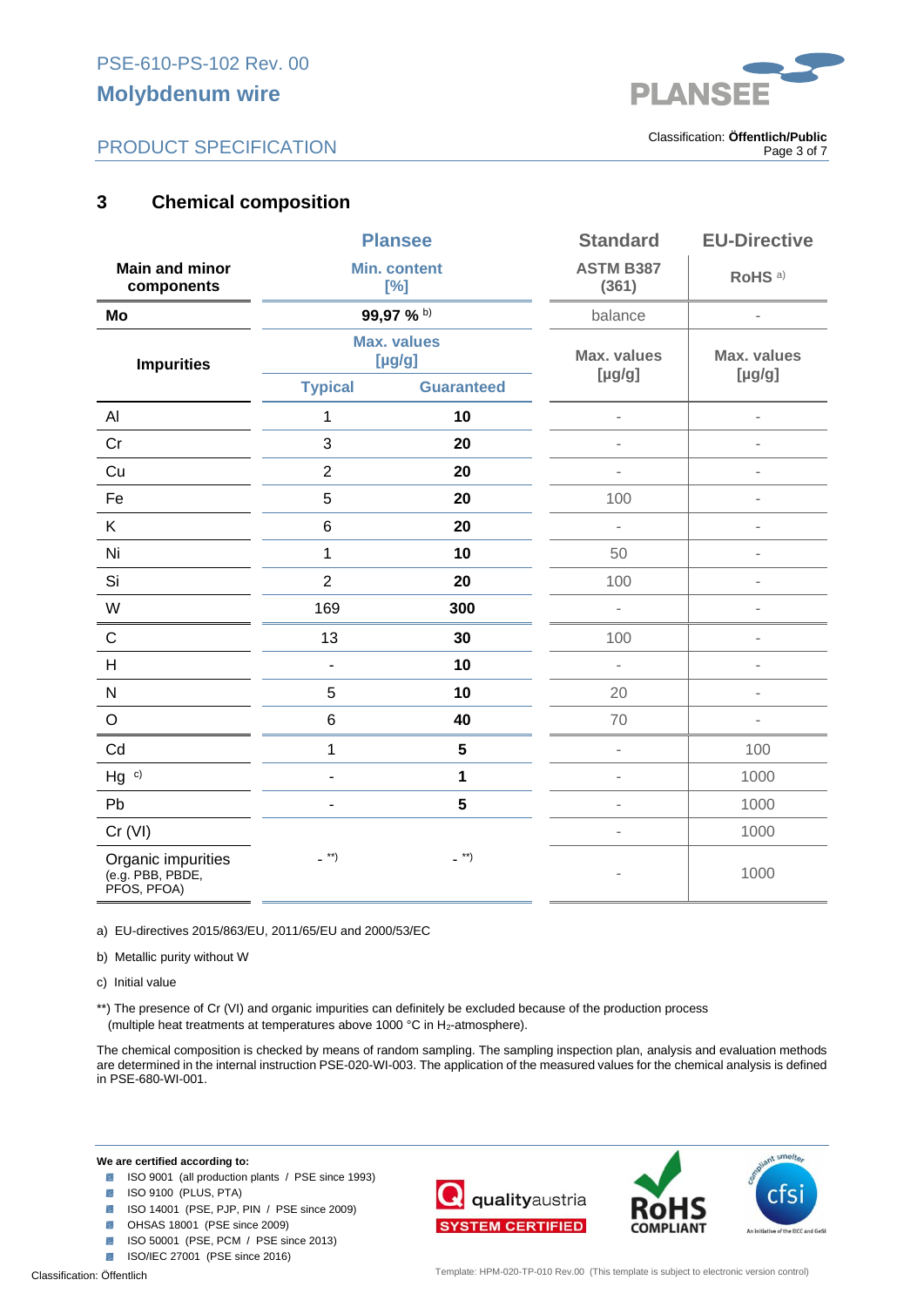## 3 Chemical composition

| Main and minor components | Plansee Min. content [%] | | Standard ASTM B387 (361) | EU-Directive RoHS [a] |
|---|---|---|---|---|
| **Mo** | **99,97 %** [b] | | balance | - |
| **Impurities** | Max. values [µg/g] | | Max. values [µg/g] | Max. values [µg/g] |
| | Typical | Guaranteed | | |
| Al | 1 | **10** | - | - |
| Cr | 3 | **20** | - | - |
| Cu | 2 | **20** | - | - |
| Fe | 5 | **20** | 100 | - |
| K | 6 | **20** | - | - |
| Ni | 1 | **10** | 50 | - |
| Si | 2 | **20** | 100 | - |
| W | 169 | **300** | - | - |
| C | 13 | **30** | 100 | - |
| H | - | **10** | - | - |
| N | 5 | **10** | 20 | - |
| O | 6 | **40** | 70 | - |
| Cd | 1 | **5** | - | 100 |
| Hg [c] | - | **1** | - | 1000 |
| Pb | - | **5** | - | 1000 |
| Cr (VI) | | | - | 1000 |
| Organic impurities (e.g. PBB, PBDE, PFOS, PFOA) | - **) | - **) | - | 1000 |

a) EU-directives 2015/863/EU, 2011/65/EU and 2000/53/EC

b) Metallic purity without W

c) Initial value

**) The presence of Cr (VI) and organic impurities can definitely be excluded because of the production process (multiple heat treatments at temperatures above 1000 °C in $H_2$-atmosphere).

The chemical composition is checked by means of random sampling. The sampling inspection plan, analysis and evaluation methods are determined in the internal instruction PSE-020-WI-003. The application of the measured values for the chemical analysis is defined in PSE-680-WI-001.

**We are certified according to:**

- ISO 9001 (all production plants / PSE since 1993)
- ISO 9100 (PLUS, PTA)
- ISO 14001 (PSE, PJP, PIN / PSE since 2009)
- OHSAS 18001 (PSE since 2009)
- ISO 50001 (PSE, PCM / PSE since 2013)
- ISO/IEC 27001 (PSE since 2016)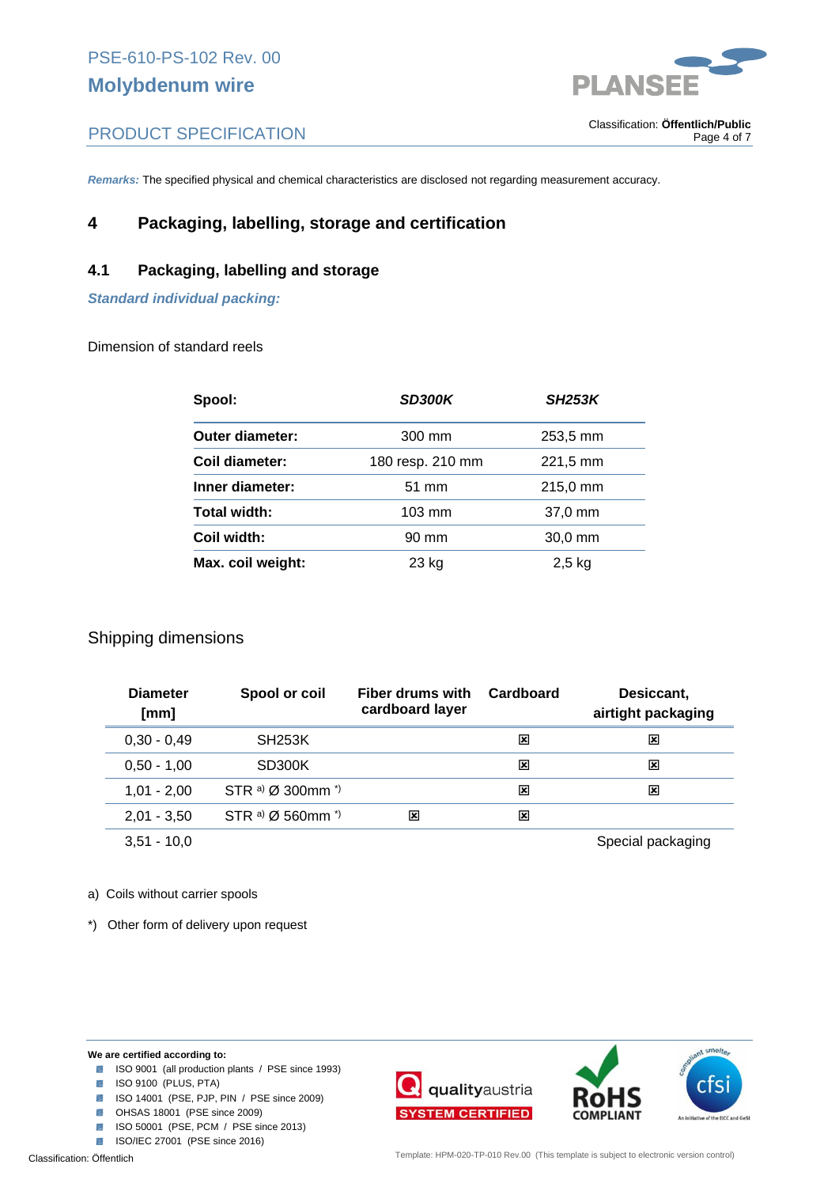***Remarks:*** The specified physical and chemical characteristics are disclosed not regarding measurement accuracy.

## 4 Packaging, labelling, storage and certification

### 4.1 Packaging, labelling and storage

***Standard individual packing:***

Dimension of standard reels

| Spool: | *SD300K* | *SH253K* |
|---|---|---|
| **Outer diameter:** | 300 mm | 253,5 mm |
| **Coil diameter:** | 180 resp. 210 mm | 221,5 mm |
| **Inner diameter:** | 51 mm | 215,0 mm |
| **Total width:** | 103 mm | 37,0 mm |
| **Coil width:** | 90 mm | 30,0 mm |
| **Max. coil weight:** | 23 kg | 2,5 kg |

Shipping dimensions

| Diameter [mm] | Spool or coil | Fiber drums with cardboard layer | Cardboard | Desiccant, airtight packaging |
|---|---|---|---|---|
| 0,30 - 0,49 | SH253K | | ☒ | ☒ |
| 0,50 - 1,00 | SD300K | | ☒ | ☒ |
| 1,01 - 2,00 | STR [a] Ø 300mm [*] | | ☒ | ☒ |
| 2,01 - 3,50 | STR [a] Ø 560mm [*] | ☒ | ☒ | |
| 3,51 - 10,0 | | | | Special packaging |

a) Coils without carrier spools

*) Other form of delivery upon request

**We are certified according to:**

- ISO 9001 (all production plants / PSE since 1993)
- ISO 9100 (PLUS, PTA)
- ISO 14001 (PSE, PJP, PIN / PSE since 2009)
- OHSAS 18001 (PSE since 2009)
- ISO 50001 (PSE, PCM / PSE since 2013)
- ISO/IEC 27001 (PSE since 2016)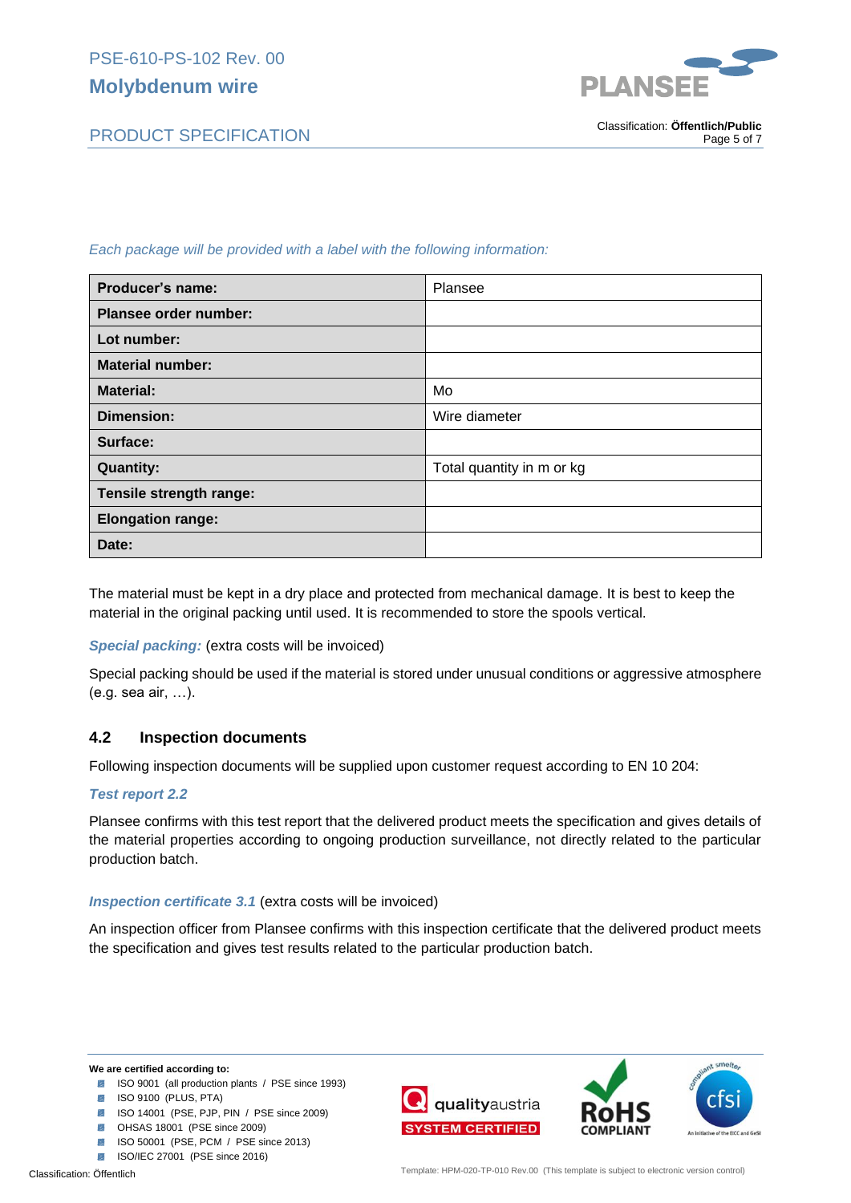*Each package will be provided with a label with the following information:*

| **Producer's name:** | Plansee |
|---|---|
| **Plansee order number:** | |
| **Lot number:** | |
| **Material number:** | |
| **Material:** | Mo |
| **Dimension:** | Wire diameter |
| **Surface:** | |
| **Quantity:** | Total quantity in m or kg |
| **Tensile strength range:** | |
| **Elongation range:** | |
| **Date:** | |

The material must be kept in a dry place and protected from mechanical damage. It is best to keep the material in the original packing until used. It is recommended to store the spools vertical.

***Special packing:*** (extra costs will be invoiced)

Special packing should be used if the material is stored under unusual conditions or aggressive atmosphere (e.g. sea air, …).

### 4.2 Inspection documents

Following inspection documents will be supplied upon customer request according to EN 10 204:

***Test report 2.2***

Plansee confirms with this test report that the delivered product meets the specification and gives details of the material properties according to ongoing production surveillance, not directly related to the particular production batch.

***Inspection certificate 3.1*** (extra costs will be invoiced)

An inspection officer from Plansee confirms with this inspection certificate that the delivered product meets the specification and gives test results related to the particular production batch.

**We are certified according to:**

- ISO 9001 (all production plants / PSE since 1993)
- ISO 9100 (PLUS, PTA)
- ISO 14001 (PSE, PJP, PIN / PSE since 2009)
- OHSAS 18001 (PSE since 2009)
- ISO 50001 (PSE, PCM / PSE since 2013)
- ISO/IEC 27001 (PSE since 2016)

qualityaustria SYSTEM CERTIFIED

RoHS COMPLIANT

compliant smelter cfsi An initiative of the EICC and GeSI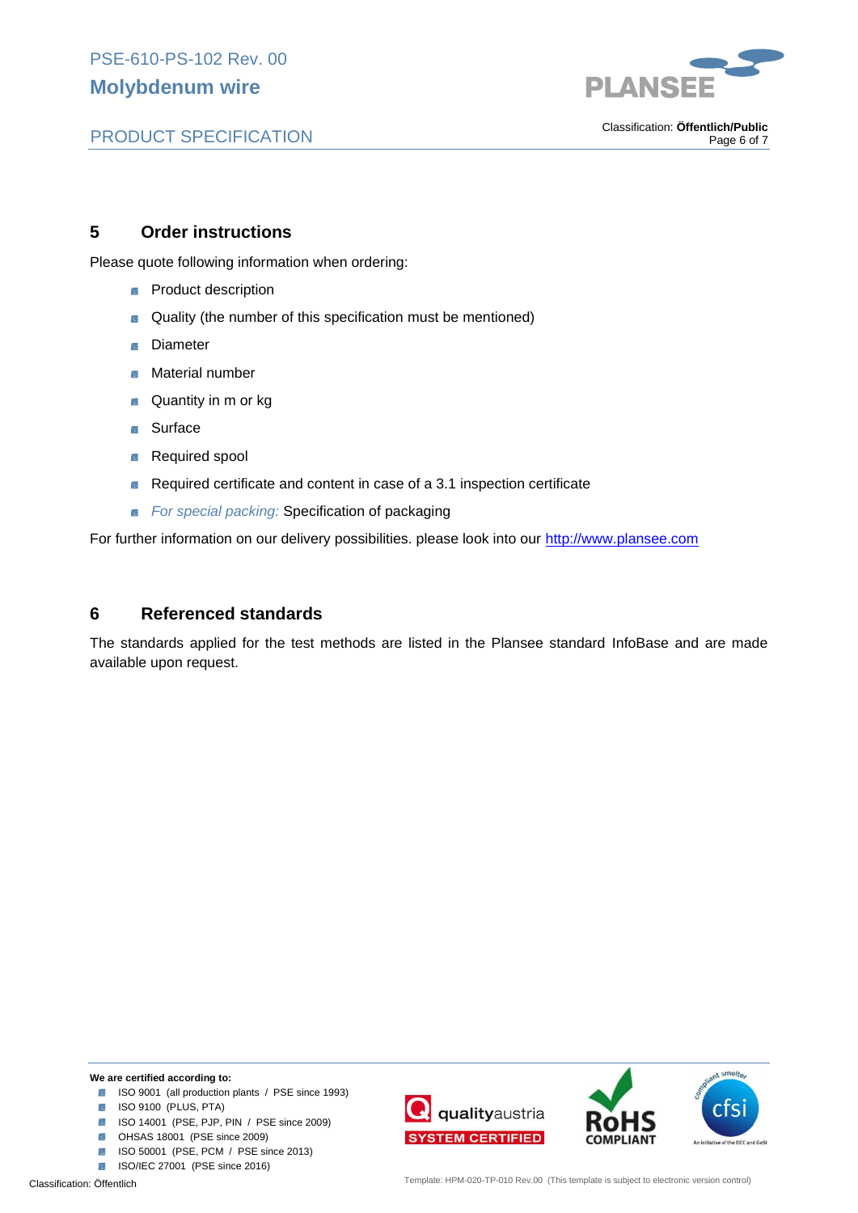## 5 Order instructions

Please quote following information when ordering:

- Product description
- Quality (the number of this specification must be mentioned)
- Diameter
- Material number
- Quantity in m or kg
- Surface
- Required spool
- Required certificate and content in case of a 3.1 inspection certificate
- *For special packing:* Specification of packaging

For further information on our delivery possibilities. please look into our http://www.plansee.com

## 6 Referenced standards

The standards applied for the test methods are listed in the Plansee standard InfoBase and are made available upon request.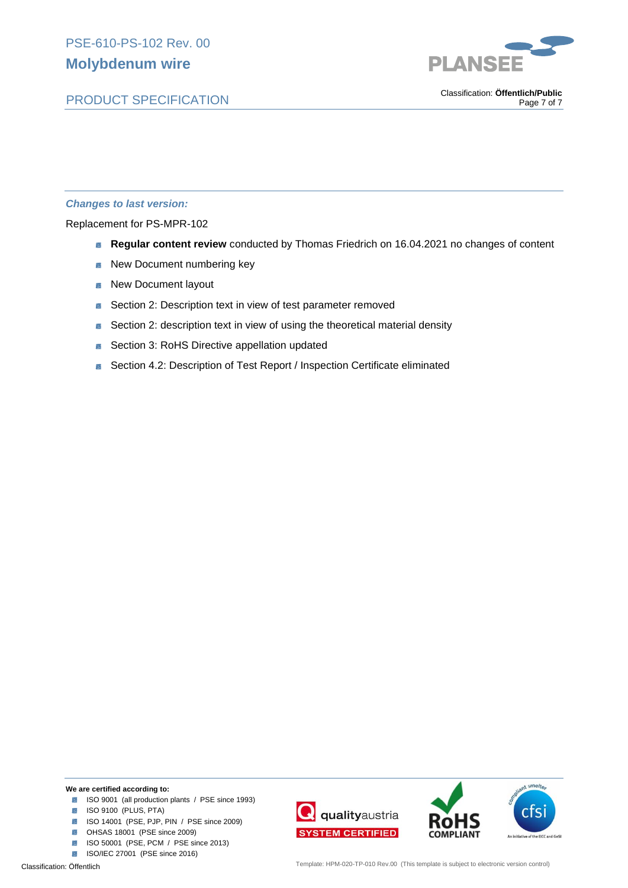***Changes to last version:***

Replacement for PS-MPR-102

- **Regular content review** conducted by Thomas Friedrich on 16.04.2021 no changes of content
- New Document numbering key
- New Document layout
- Section 2: Description text in view of test parameter removed
- Section 2: description text in view of using the theoretical material density
- Section 3: RoHS Directive appellation updated
- Section 4.2: Description of Test Report / Inspection Certificate eliminated

**We are certified according to:**

- ISO 9001 (all production plants / PSE since 1993)
- ISO 9100 (PLUS, PTA)
- ISO 14001 (PSE, PJP, PIN / PSE since 2009)
- OHSAS 18001 (PSE since 2009)
- ISO 50001 (PSE, PCM / PSE since 2013)
- ISO/IEC 27001 (PSE since 2016)

Classification: Öffentlich

Template: HPM-020-TP-010 Rev.00 (This template is subject to electronic version control)